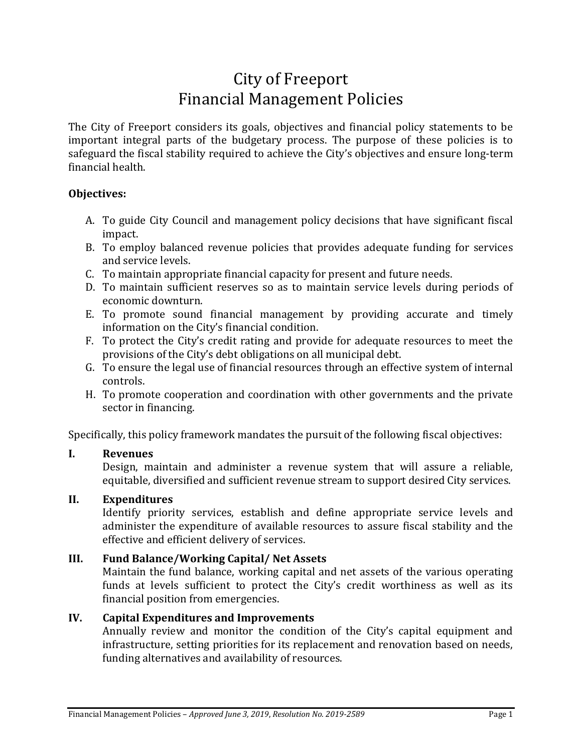# City of Freeport
# Financial Management Policies

The City of Freeport considers its goals, objectives and financial policy statements to be important integral parts of the budgetary process. The purpose of these policies is to safeguard the fiscal stability required to achieve the City's objectives and ensure long-term financial health.

**Objectives:**

A. To guide City Council and management policy decisions that have significant fiscal impact.
B. To employ balanced revenue policies that provides adequate funding for services and service levels.
C. To maintain appropriate financial capacity for present and future needs.
D. To maintain sufficient reserves so as to maintain service levels during periods of economic downturn.
E. To promote sound financial management by providing accurate and timely information on the City's financial condition.
F. To protect the City's credit rating and provide for adequate resources to meet the provisions of the City's debt obligations on all municipal debt.
G. To ensure the legal use of financial resources through an effective system of internal controls.
H. To promote cooperation and coordination with other governments and the private sector in financing.

Specifically, this policy framework mandates the pursuit of the following fiscal objectives:

**I. Revenues**

Design, maintain and administer a revenue system that will assure a reliable, equitable, diversified and sufficient revenue stream to support desired City services.

**II. Expenditures**

Identify priority services, establish and define appropriate service levels and administer the expenditure of available resources to assure fiscal stability and the effective and efficient delivery of services.

**III. Fund Balance/Working Capital/ Net Assets**

Maintain the fund balance, working capital and net assets of the various operating funds at levels sufficient to protect the City's credit worthiness as well as its financial position from emergencies.

**IV. Capital Expenditures and Improvements**

Annually review and monitor the condition of the City's capital equipment and infrastructure, setting priorities for its replacement and renovation based on needs, funding alternatives and availability of resources.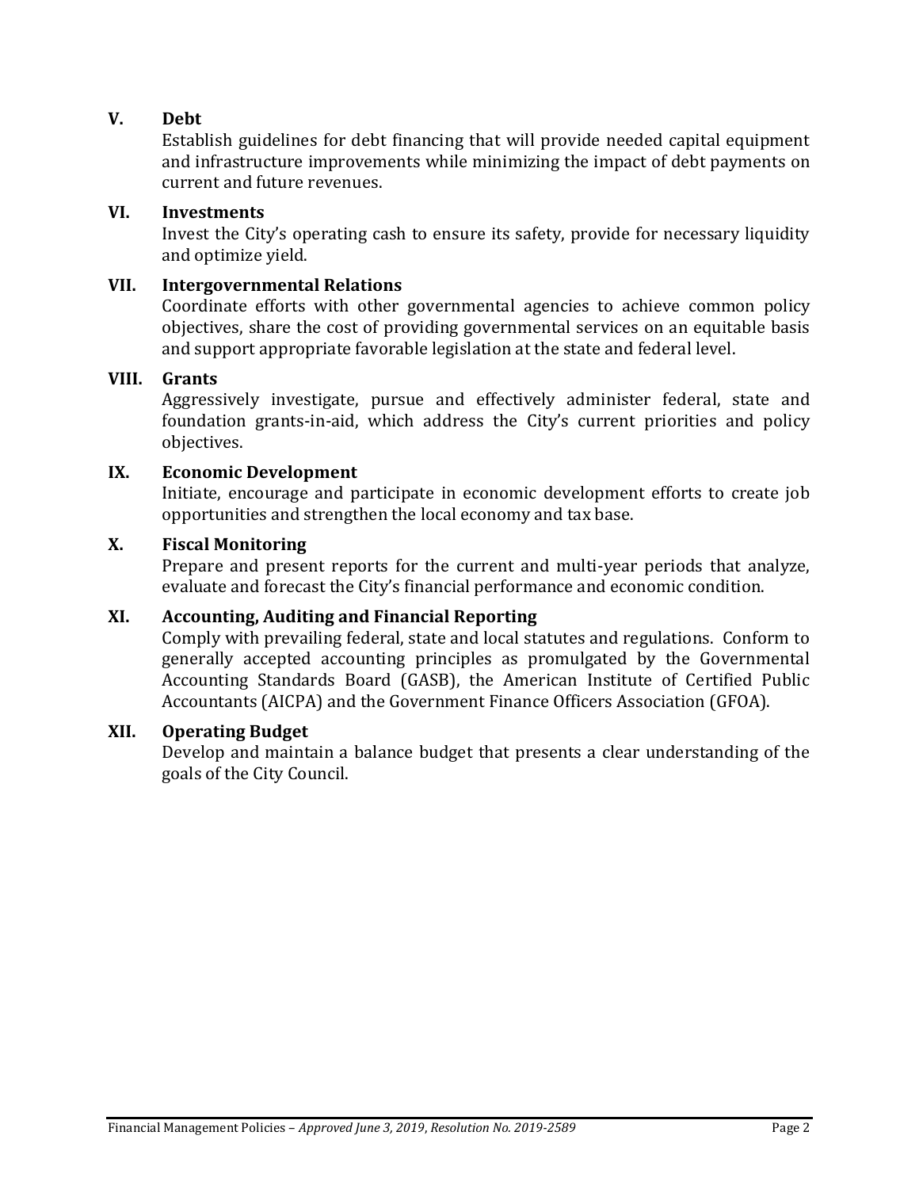## V. Debt

Establish guidelines for debt financing that will provide needed capital equipment and infrastructure improvements while minimizing the impact of debt payments on current and future revenues.

## VI. Investments

Invest the City's operating cash to ensure its safety, provide for necessary liquidity and optimize yield.

## VII. Intergovernmental Relations

Coordinate efforts with other governmental agencies to achieve common policy objectives, share the cost of providing governmental services on an equitable basis and support appropriate favorable legislation at the state and federal level.

## VIII. Grants

Aggressively investigate, pursue and effectively administer federal, state and foundation grants-in-aid, which address the City's current priorities and policy objectives.

## IX. Economic Development

Initiate, encourage and participate in economic development efforts to create job opportunities and strengthen the local economy and tax base.

## X. Fiscal Monitoring

Prepare and present reports for the current and multi-year periods that analyze, evaluate and forecast the City's financial performance and economic condition.

## XI. Accounting, Auditing and Financial Reporting

Comply with prevailing federal, state and local statutes and regulations. Conform to generally accepted accounting principles as promulgated by the Governmental Accounting Standards Board (GASB), the American Institute of Certified Public Accountants (AICPA) and the Government Finance Officers Association (GFOA).

## XII. Operating Budget

Develop and maintain a balance budget that presents a clear understanding of the goals of the City Council.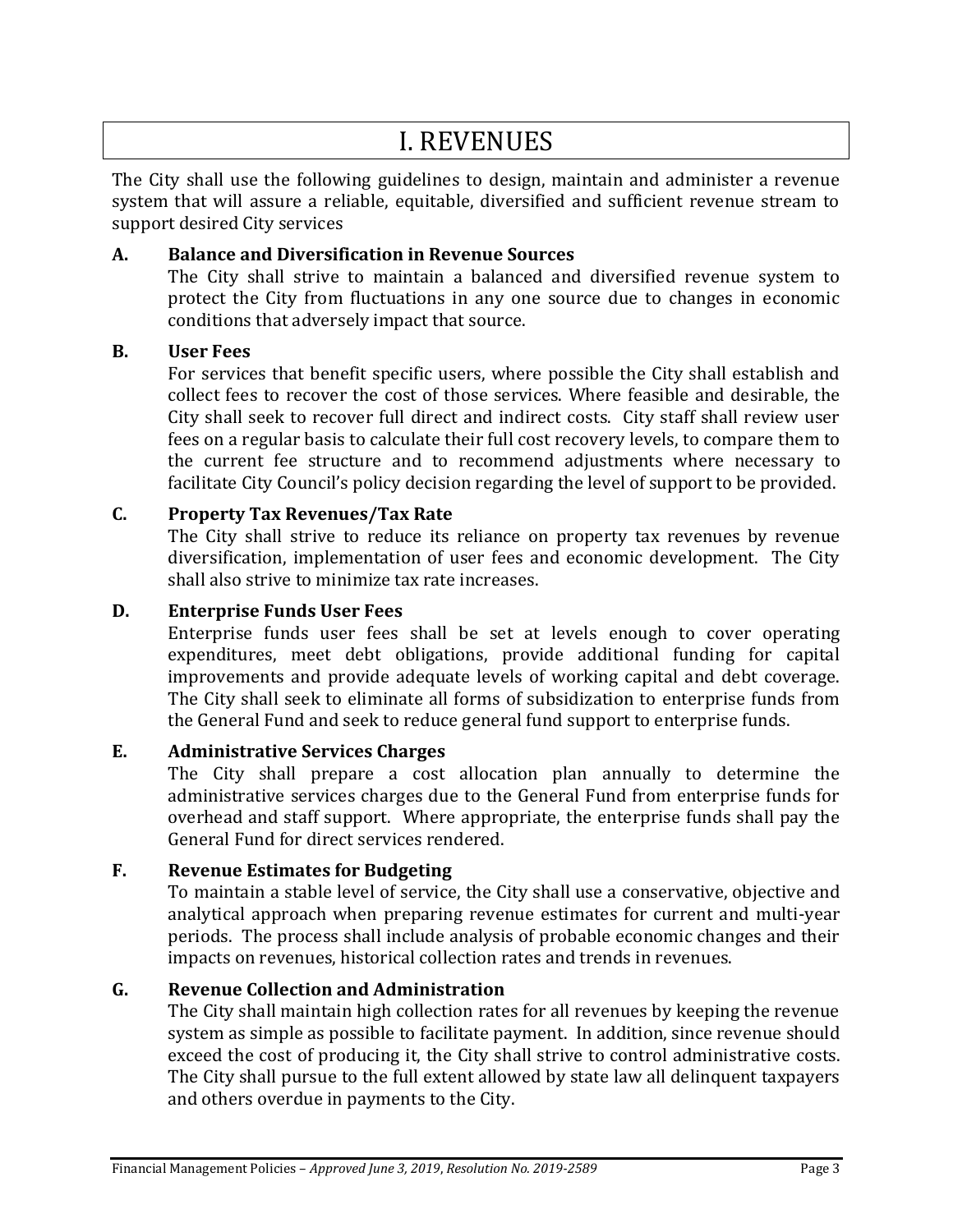# I. REVENUES

The City shall use the following guidelines to design, maintain and administer a revenue system that will assure a reliable, equitable, diversified and sufficient revenue stream to support desired City services

### A. Balance and Diversification in Revenue Sources

The City shall strive to maintain a balanced and diversified revenue system to protect the City from fluctuations in any one source due to changes in economic conditions that adversely impact that source.

### B. User Fees

For services that benefit specific users, where possible the City shall establish and collect fees to recover the cost of those services. Where feasible and desirable, the City shall seek to recover full direct and indirect costs. City staff shall review user fees on a regular basis to calculate their full cost recovery levels, to compare them to the current fee structure and to recommend adjustments where necessary to facilitate City Council's policy decision regarding the level of support to be provided.

### C. Property Tax Revenues/Tax Rate

The City shall strive to reduce its reliance on property tax revenues by revenue diversification, implementation of user fees and economic development. The City shall also strive to minimize tax rate increases.

### D. Enterprise Funds User Fees

Enterprise funds user fees shall be set at levels enough to cover operating expenditures, meet debt obligations, provide additional funding for capital improvements and provide adequate levels of working capital and debt coverage. The City shall seek to eliminate all forms of subsidization to enterprise funds from the General Fund and seek to reduce general fund support to enterprise funds.

### E. Administrative Services Charges

The City shall prepare a cost allocation plan annually to determine the administrative services charges due to the General Fund from enterprise funds for overhead and staff support. Where appropriate, the enterprise funds shall pay the General Fund for direct services rendered.

### F. Revenue Estimates for Budgeting

To maintain a stable level of service, the City shall use a conservative, objective and analytical approach when preparing revenue estimates for current and multi-year periods. The process shall include analysis of probable economic changes and their impacts on revenues, historical collection rates and trends in revenues.

### G. Revenue Collection and Administration

The City shall maintain high collection rates for all revenues by keeping the revenue system as simple as possible to facilitate payment. In addition, since revenue should exceed the cost of producing it, the City shall strive to control administrative costs. The City shall pursue to the full extent allowed by state law all delinquent taxpayers and others overdue in payments to the City.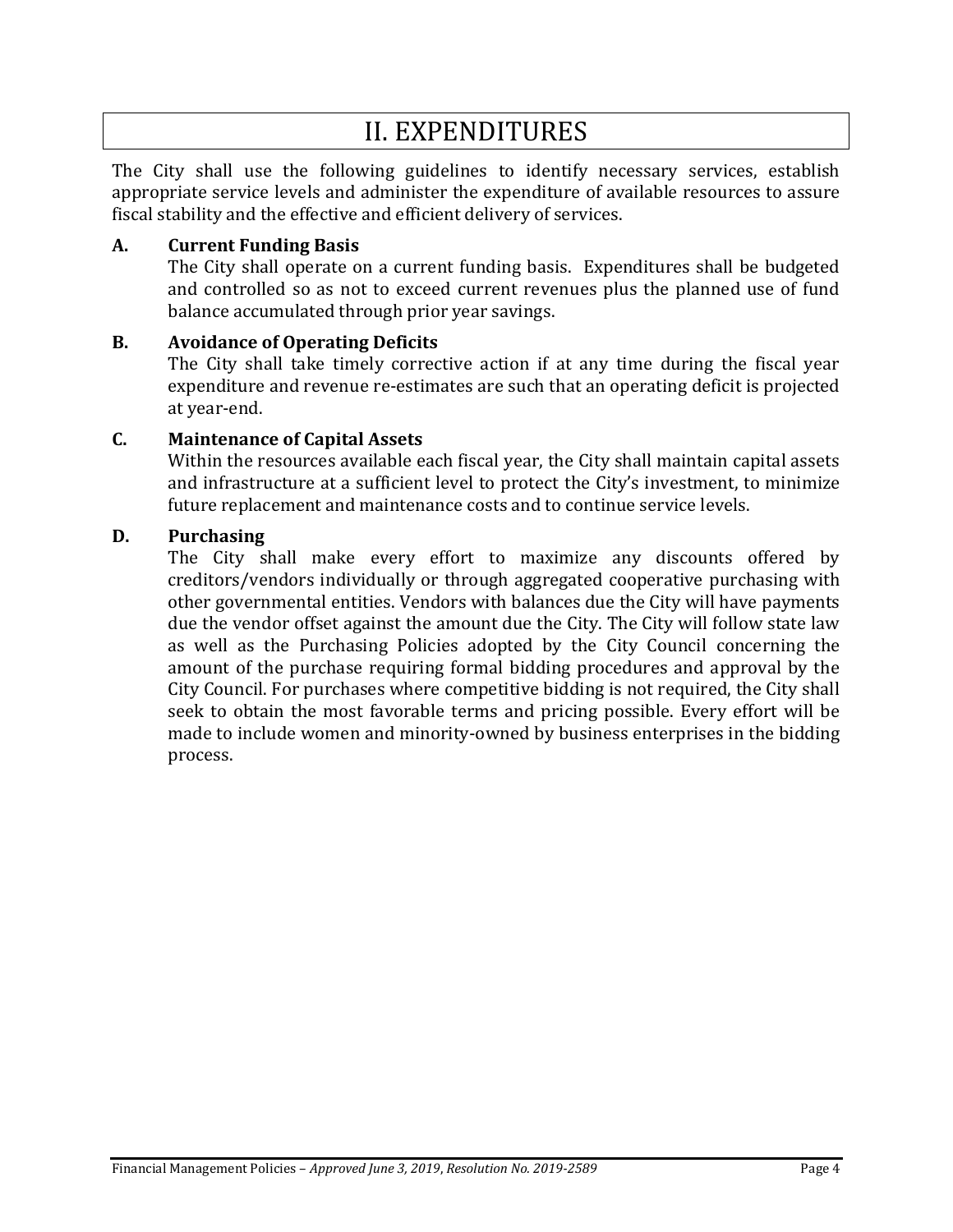# II. EXPENDITURES

The City shall use the following guidelines to identify necessary services, establish appropriate service levels and administer the expenditure of available resources to assure fiscal stability and the effective and efficient delivery of services.

### A. Current Funding Basis

The City shall operate on a current funding basis. Expenditures shall be budgeted and controlled so as not to exceed current revenues plus the planned use of fund balance accumulated through prior year savings.

### B. Avoidance of Operating Deficits

The City shall take timely corrective action if at any time during the fiscal year expenditure and revenue re-estimates are such that an operating deficit is projected at year-end.

### C. Maintenance of Capital Assets

Within the resources available each fiscal year, the City shall maintain capital assets and infrastructure at a sufficient level to protect the City's investment, to minimize future replacement and maintenance costs and to continue service levels.

### D. Purchasing

The City shall make every effort to maximize any discounts offered by creditors/vendors individually or through aggregated cooperative purchasing with other governmental entities. Vendors with balances due the City will have payments due the vendor offset against the amount due the City. The City will follow state law as well as the Purchasing Policies adopted by the City Council concerning the amount of the purchase requiring formal bidding procedures and approval by the City Council. For purchases where competitive bidding is not required, the City shall seek to obtain the most favorable terms and pricing possible. Every effort will be made to include women and minority-owned by business enterprises in the bidding process.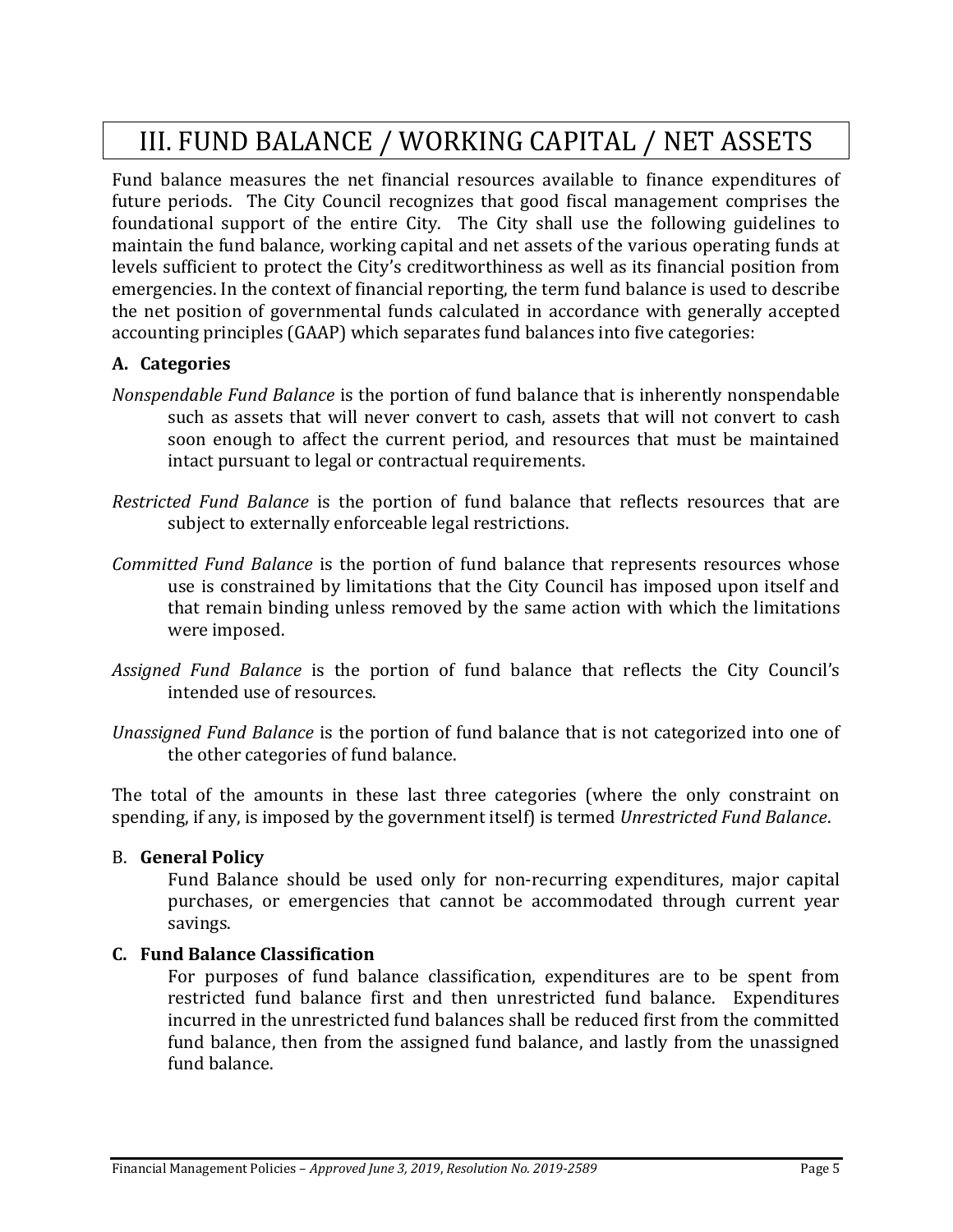# III. FUND BALANCE / WORKING CAPITAL / NET ASSETS

Fund balance measures the net financial resources available to finance expenditures of future periods. The City Council recognizes that good fiscal management comprises the foundational support of the entire City. The City shall use the following guidelines to maintain the fund balance, working capital and net assets of the various operating funds at levels sufficient to protect the City's creditworthiness as well as its financial position from emergencies. In the context of financial reporting, the term fund balance is used to describe the net position of governmental funds calculated in accordance with generally accepted accounting principles (GAAP) which separates fund balances into five categories:

### A. Categories

*Nonspendable Fund Balance* is the portion of fund balance that is inherently nonspendable such as assets that will never convert to cash, assets that will not convert to cash soon enough to affect the current period, and resources that must be maintained intact pursuant to legal or contractual requirements.

*Restricted Fund Balance* is the portion of fund balance that reflects resources that are subject to externally enforceable legal restrictions.

*Committed Fund Balance* is the portion of fund balance that represents resources whose use is constrained by limitations that the City Council has imposed upon itself and that remain binding unless removed by the same action with which the limitations were imposed.

*Assigned Fund Balance* is the portion of fund balance that reflects the City Council's intended use of resources.

*Unassigned Fund Balance* is the portion of fund balance that is not categorized into one of the other categories of fund balance.

The total of the amounts in these last three categories (where the only constraint on spending, if any, is imposed by the government itself) is termed *Unrestricted Fund Balance*.

### B. General Policy

Fund Balance should be used only for non-recurring expenditures, major capital purchases, or emergencies that cannot be accommodated through current year savings.

### C. Fund Balance Classification

For purposes of fund balance classification, expenditures are to be spent from restricted fund balance first and then unrestricted fund balance. Expenditures incurred in the unrestricted fund balances shall be reduced first from the committed fund balance, then from the assigned fund balance, and lastly from the unassigned fund balance.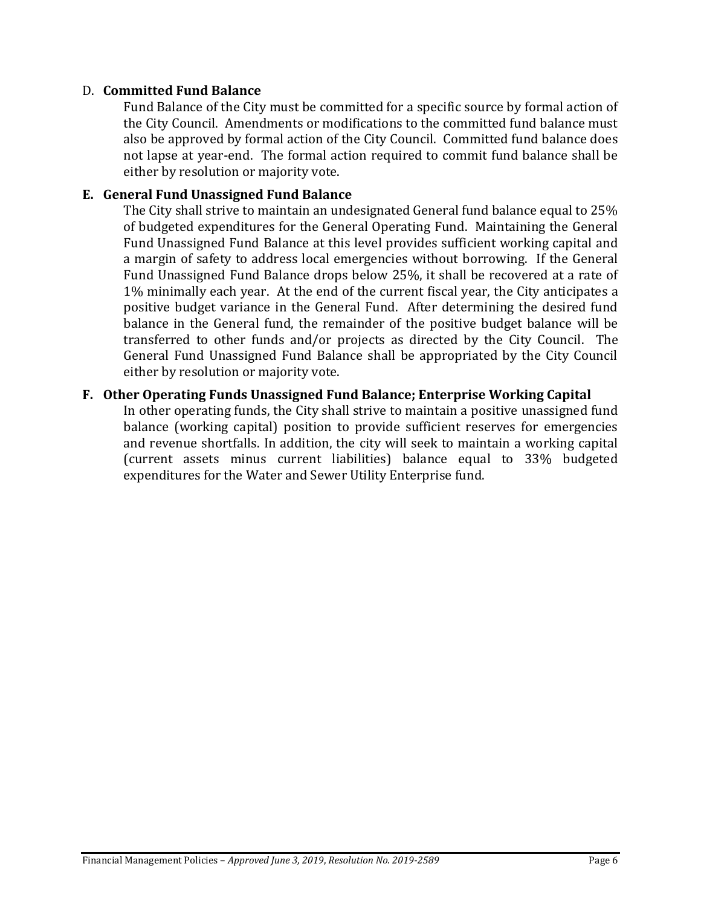### D. **Committed Fund Balance**

Fund Balance of the City must be committed for a specific source by formal action of the City Council. Amendments or modifications to the committed fund balance must also be approved by formal action of the City Council. Committed fund balance does not lapse at year-end. The formal action required to commit fund balance shall be either by resolution or majority vote.

### E. General Fund Unassigned Fund Balance

The City shall strive to maintain an undesignated General fund balance equal to 25% of budgeted expenditures for the General Operating Fund. Maintaining the General Fund Unassigned Fund Balance at this level provides sufficient working capital and a margin of safety to address local emergencies without borrowing. If the General Fund Unassigned Fund Balance drops below 25%, it shall be recovered at a rate of 1% minimally each year. At the end of the current fiscal year, the City anticipates a positive budget variance in the General Fund. After determining the desired fund balance in the General fund, the remainder of the positive budget balance will be transferred to other funds and/or projects as directed by the City Council. The General Fund Unassigned Fund Balance shall be appropriated by the City Council either by resolution or majority vote.

### F. Other Operating Funds Unassigned Fund Balance; Enterprise Working Capital

In other operating funds, the City shall strive to maintain a positive unassigned fund balance (working capital) position to provide sufficient reserves for emergencies and revenue shortfalls. In addition, the city will seek to maintain a working capital (current assets minus current liabilities) balance equal to 33% budgeted expenditures for the Water and Sewer Utility Enterprise fund.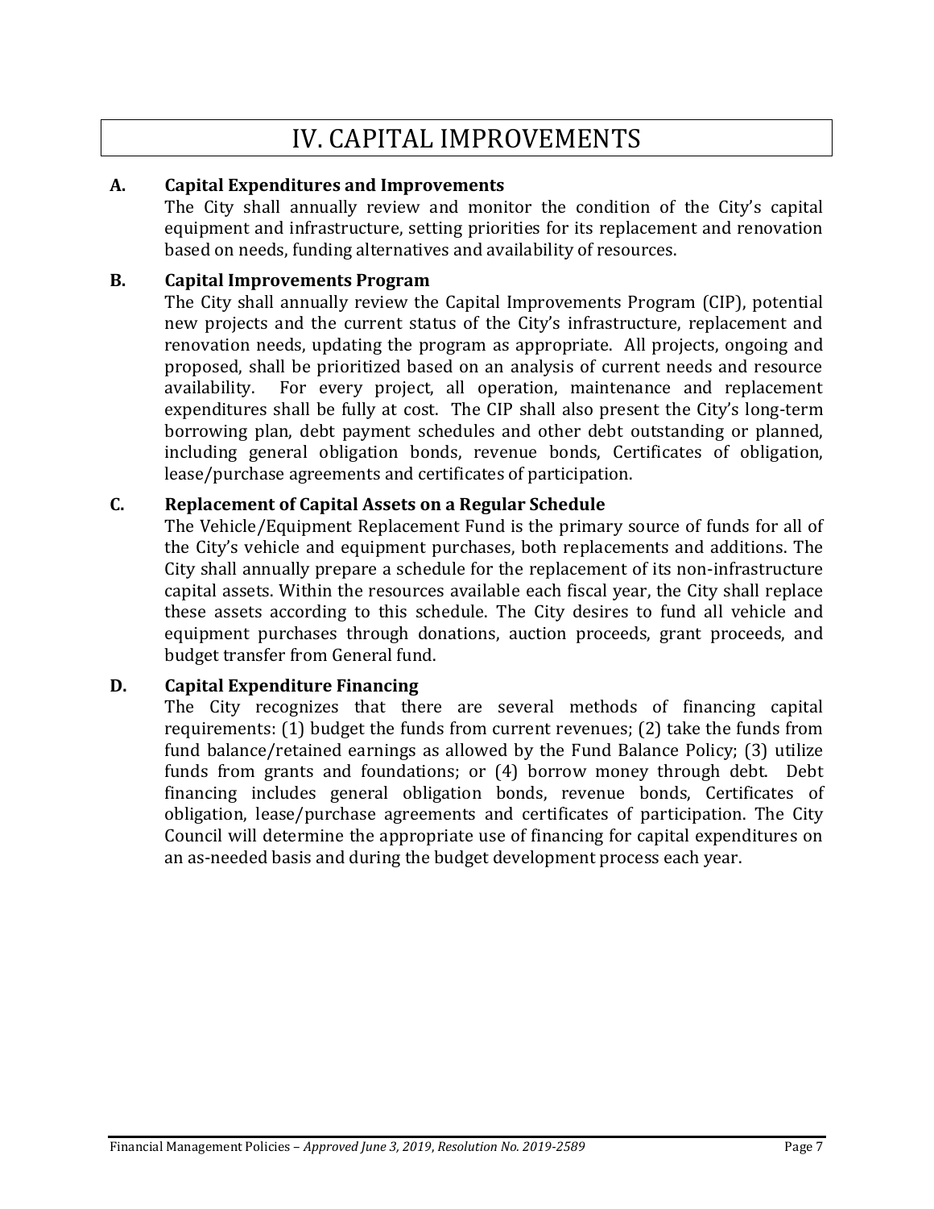# IV. CAPITAL IMPROVEMENTS

## A. Capital Expenditures and Improvements

The City shall annually review and monitor the condition of the City's capital equipment and infrastructure, setting priorities for its replacement and renovation based on needs, funding alternatives and availability of resources.

## B. Capital Improvements Program

The City shall annually review the Capital Improvements Program (CIP), potential new projects and the current status of the City's infrastructure, replacement and renovation needs, updating the program as appropriate. All projects, ongoing and proposed, shall be prioritized based on an analysis of current needs and resource availability. For every project, all operation, maintenance and replacement expenditures shall be fully at cost. The CIP shall also present the City's long-term borrowing plan, debt payment schedules and other debt outstanding or planned, including general obligation bonds, revenue bonds, Certificates of obligation, lease/purchase agreements and certificates of participation.

## C. Replacement of Capital Assets on a Regular Schedule

The Vehicle/Equipment Replacement Fund is the primary source of funds for all of the City's vehicle and equipment purchases, both replacements and additions. The City shall annually prepare a schedule for the replacement of its non-infrastructure capital assets. Within the resources available each fiscal year, the City shall replace these assets according to this schedule. The City desires to fund all vehicle and equipment purchases through donations, auction proceeds, grant proceeds, and budget transfer from General fund.

## D. Capital Expenditure Financing

The City recognizes that there are several methods of financing capital requirements: (1) budget the funds from current revenues; (2) take the funds from fund balance/retained earnings as allowed by the Fund Balance Policy; (3) utilize funds from grants and foundations; or (4) borrow money through debt. Debt financing includes general obligation bonds, revenue bonds, Certificates of obligation, lease/purchase agreements and certificates of participation. The City Council will determine the appropriate use of financing for capital expenditures on an as-needed basis and during the budget development process each year.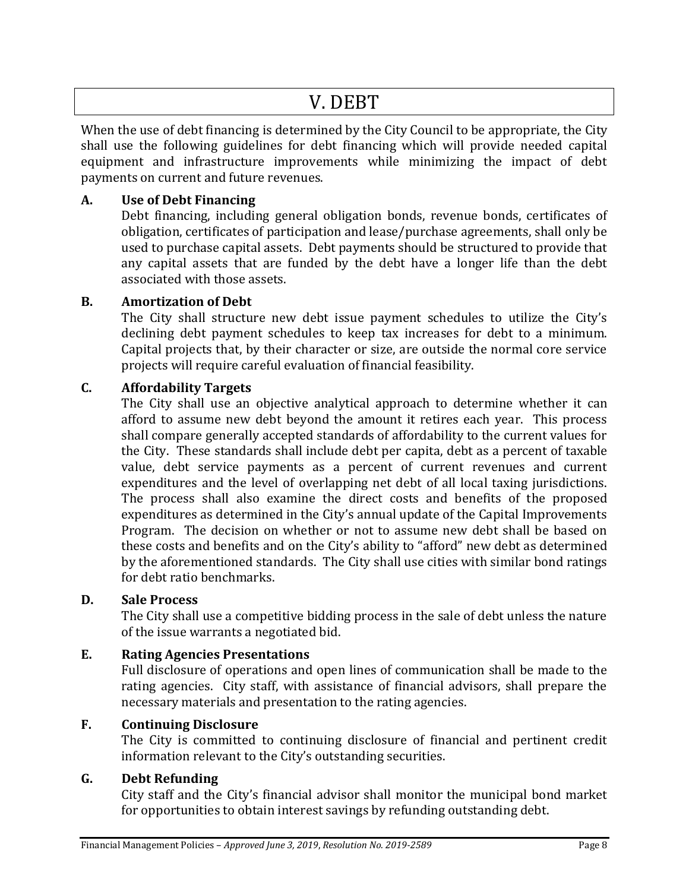# V. DEBT

When the use of debt financing is determined by the City Council to be appropriate, the City shall use the following guidelines for debt financing which will provide needed capital equipment and infrastructure improvements while minimizing the impact of debt payments on current and future revenues.

### A. Use of Debt Financing

Debt financing, including general obligation bonds, revenue bonds, certificates of obligation, certificates of participation and lease/purchase agreements, shall only be used to purchase capital assets. Debt payments should be structured to provide that any capital assets that are funded by the debt have a longer life than the debt associated with those assets.

### B. Amortization of Debt

The City shall structure new debt issue payment schedules to utilize the City's declining debt payment schedules to keep tax increases for debt to a minimum. Capital projects that, by their character or size, are outside the normal core service projects will require careful evaluation of financial feasibility.

### C. Affordability Targets

The City shall use an objective analytical approach to determine whether it can afford to assume new debt beyond the amount it retires each year. This process shall compare generally accepted standards of affordability to the current values for the City. These standards shall include debt per capita, debt as a percent of taxable value, debt service payments as a percent of current revenues and current expenditures and the level of overlapping net debt of all local taxing jurisdictions. The process shall also examine the direct costs and benefits of the proposed expenditures as determined in the City's annual update of the Capital Improvements Program. The decision on whether or not to assume new debt shall be based on these costs and benefits and on the City's ability to "afford" new debt as determined by the aforementioned standards. The City shall use cities with similar bond ratings for debt ratio benchmarks.

### D. Sale Process

The City shall use a competitive bidding process in the sale of debt unless the nature of the issue warrants a negotiated bid.

### E. Rating Agencies Presentations

Full disclosure of operations and open lines of communication shall be made to the rating agencies. City staff, with assistance of financial advisors, shall prepare the necessary materials and presentation to the rating agencies.

### F. Continuing Disclosure

The City is committed to continuing disclosure of financial and pertinent credit information relevant to the City's outstanding securities.

### G. Debt Refunding

City staff and the City's financial advisor shall monitor the municipal bond market for opportunities to obtain interest savings by refunding outstanding debt.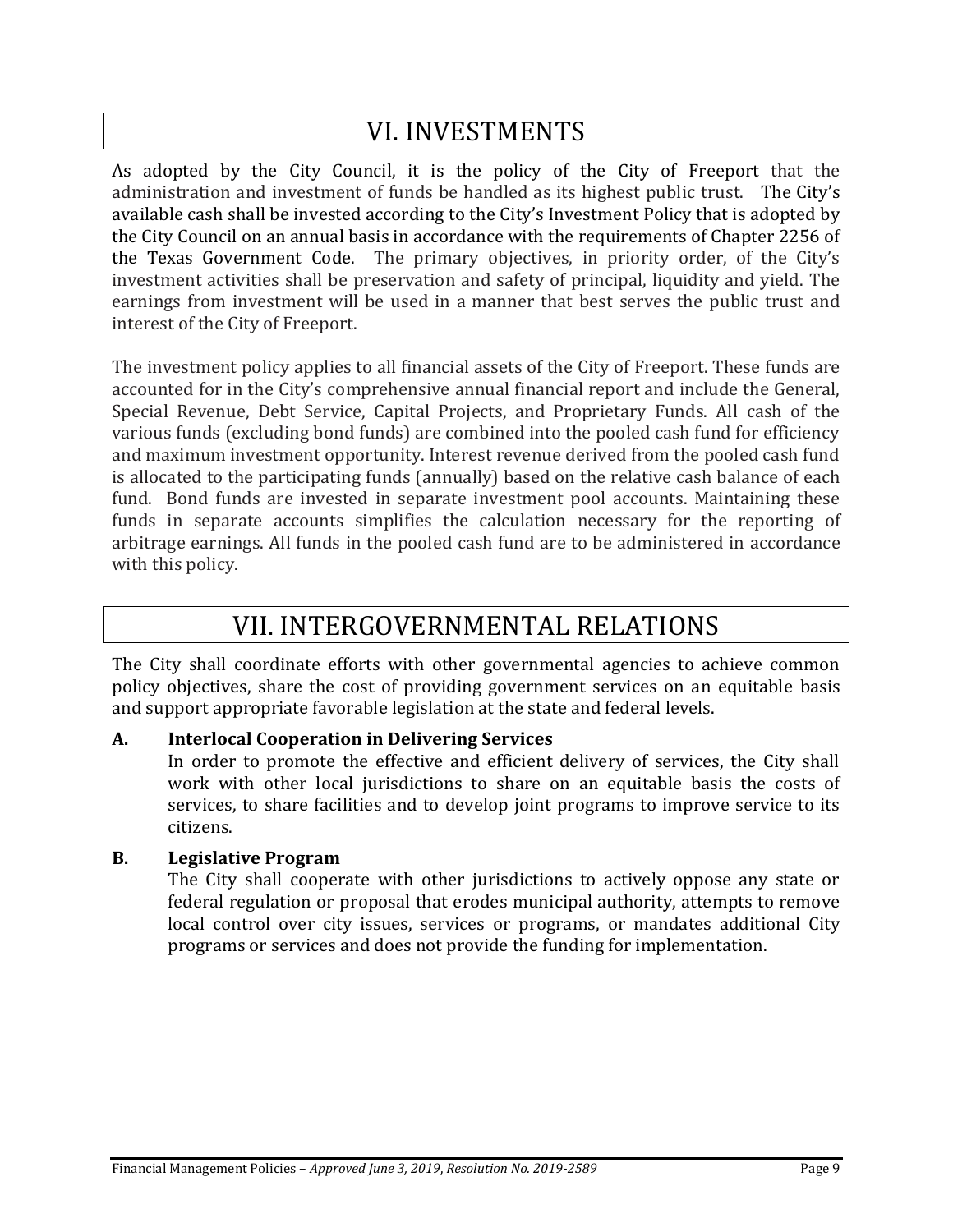# VI. INVESTMENTS

As adopted by the City Council, it is the policy of the City of Freeport that the administration and investment of funds be handled as its highest public trust. The City's available cash shall be invested according to the City's Investment Policy that is adopted by the City Council on an annual basis in accordance with the requirements of Chapter 2256 of the Texas Government Code. The primary objectives, in priority order, of the City's investment activities shall be preservation and safety of principal, liquidity and yield. The earnings from investment will be used in a manner that best serves the public trust and interest of the City of Freeport.

The investment policy applies to all financial assets of the City of Freeport. These funds are accounted for in the City's comprehensive annual financial report and include the General, Special Revenue, Debt Service, Capital Projects, and Proprietary Funds. All cash of the various funds (excluding bond funds) are combined into the pooled cash fund for efficiency and maximum investment opportunity. Interest revenue derived from the pooled cash fund is allocated to the participating funds (annually) based on the relative cash balance of each fund. Bond funds are invested in separate investment pool accounts. Maintaining these funds in separate accounts simplifies the calculation necessary for the reporting of arbitrage earnings. All funds in the pooled cash fund are to be administered in accordance with this policy.

# VII. INTERGOVERNMENTAL RELATIONS

The City shall coordinate efforts with other governmental agencies to achieve common policy objectives, share the cost of providing government services on an equitable basis and support appropriate favorable legislation at the state and federal levels.

### A. Interlocal Cooperation in Delivering Services

In order to promote the effective and efficient delivery of services, the City shall work with other local jurisdictions to share on an equitable basis the costs of services, to share facilities and to develop joint programs to improve service to its citizens.

### B. Legislative Program

The City shall cooperate with other jurisdictions to actively oppose any state or federal regulation or proposal that erodes municipal authority, attempts to remove local control over city issues, services or programs, or mandates additional City programs or services and does not provide the funding for implementation.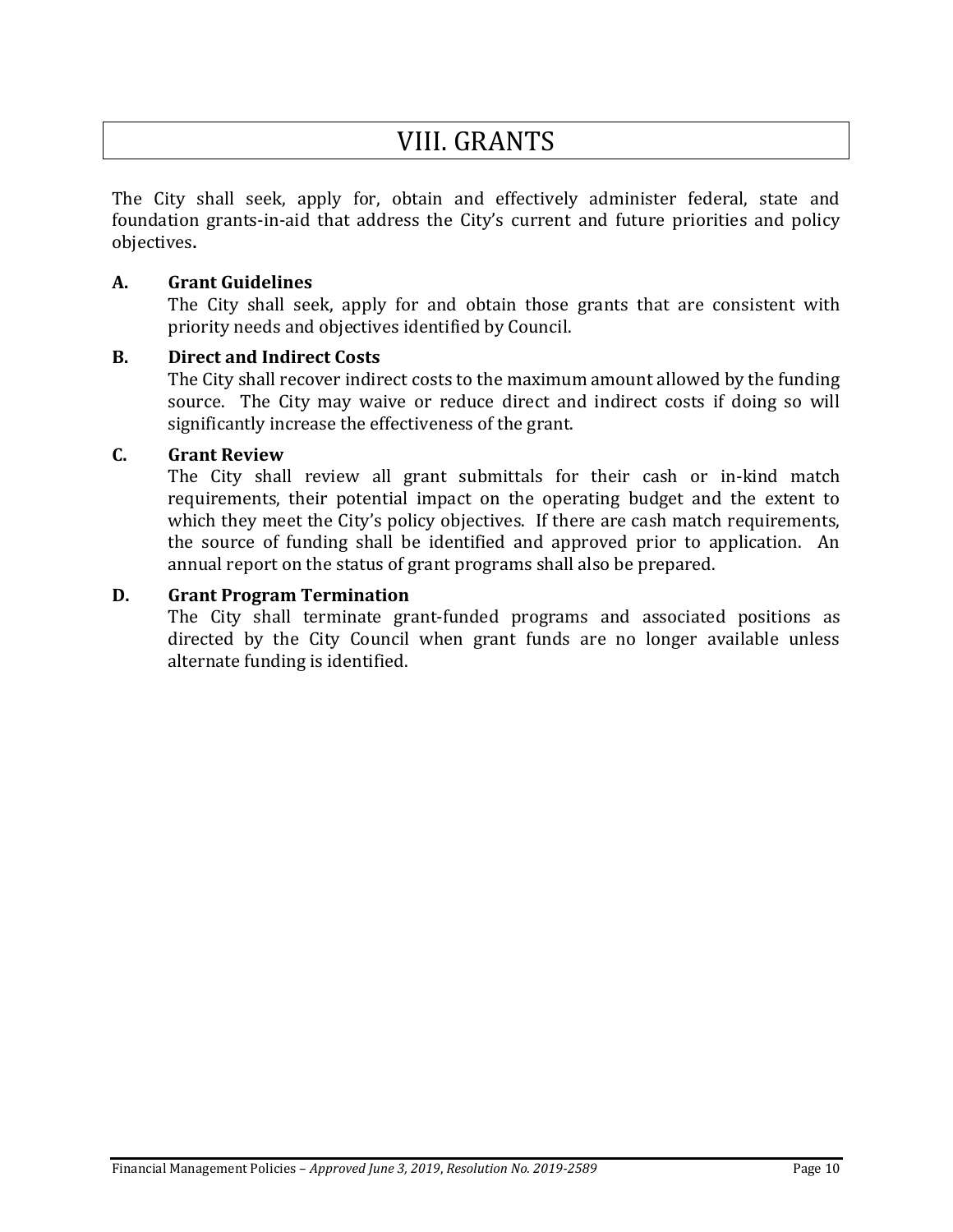# VIII. GRANTS

The City shall seek, apply for, obtain and effectively administer federal, state and foundation grants-in-aid that address the City's current and future priorities and policy objectives**.**

**A. Grant Guidelines**

The City shall seek, apply for and obtain those grants that are consistent with priority needs and objectives identified by Council.

**B. Direct and Indirect Costs**

The City shall recover indirect costs to the maximum amount allowed by the funding source. The City may waive or reduce direct and indirect costs if doing so will significantly increase the effectiveness of the grant.

**C. Grant Review**

The City shall review all grant submittals for their cash or in-kind match requirements, their potential impact on the operating budget and the extent to which they meet the City's policy objectives. If there are cash match requirements, the source of funding shall be identified and approved prior to application. An annual report on the status of grant programs shall also be prepared.

**D. Grant Program Termination**

The City shall terminate grant-funded programs and associated positions as directed by the City Council when grant funds are no longer available unless alternate funding is identified.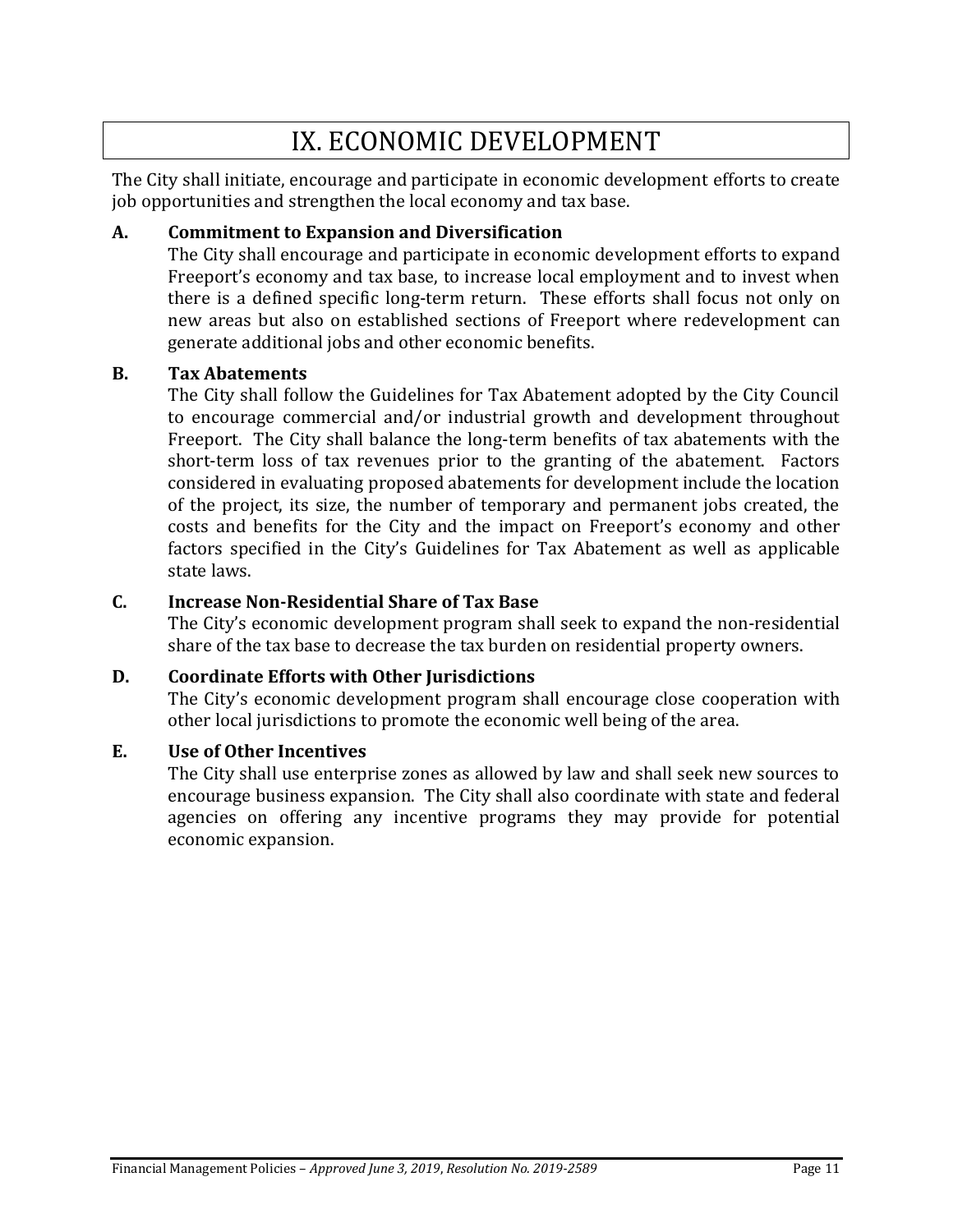# IX. ECONOMIC DEVELOPMENT

The City shall initiate, encourage and participate in economic development efforts to create job opportunities and strengthen the local economy and tax base.

### A. Commitment to Expansion and Diversification

The City shall encourage and participate in economic development efforts to expand Freeport's economy and tax base, to increase local employment and to invest when there is a defined specific long-term return. These efforts shall focus not only on new areas but also on established sections of Freeport where redevelopment can generate additional jobs and other economic benefits.

### B. Tax Abatements

The City shall follow the Guidelines for Tax Abatement adopted by the City Council to encourage commercial and/or industrial growth and development throughout Freeport. The City shall balance the long-term benefits of tax abatements with the short-term loss of tax revenues prior to the granting of the abatement. Factors considered in evaluating proposed abatements for development include the location of the project, its size, the number of temporary and permanent jobs created, the costs and benefits for the City and the impact on Freeport's economy and other factors specified in the City's Guidelines for Tax Abatement as well as applicable state laws.

### C. Increase Non-Residential Share of Tax Base

The City's economic development program shall seek to expand the non-residential share of the tax base to decrease the tax burden on residential property owners.

### D. Coordinate Efforts with Other Jurisdictions

The City's economic development program shall encourage close cooperation with other local jurisdictions to promote the economic well being of the area.

### E. Use of Other Incentives

The City shall use enterprise zones as allowed by law and shall seek new sources to encourage business expansion. The City shall also coordinate with state and federal agencies on offering any incentive programs they may provide for potential economic expansion.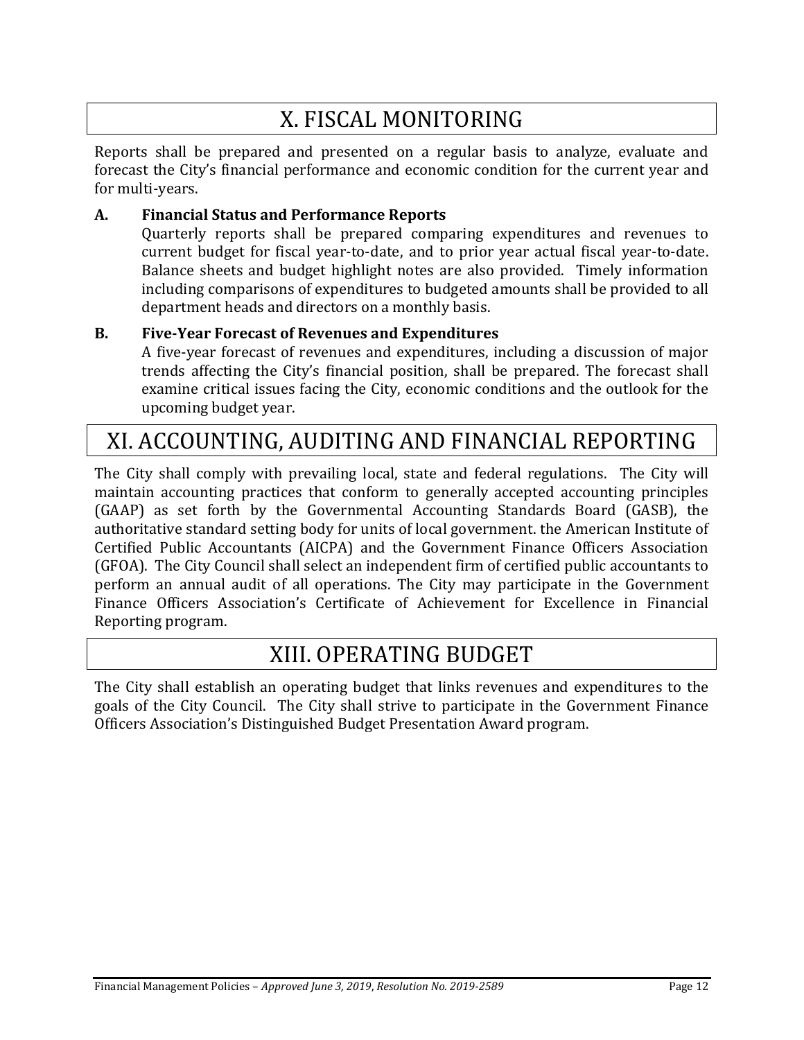# X. FISCAL MONITORING

Reports shall be prepared and presented on a regular basis to analyze, evaluate and forecast the City's financial performance and economic condition for the current year and for multi-years.

**A. Financial Status and Performance Reports**

Quarterly reports shall be prepared comparing expenditures and revenues to current budget for fiscal year-to-date, and to prior year actual fiscal year-to-date. Balance sheets and budget highlight notes are also provided. Timely information including comparisons of expenditures to budgeted amounts shall be provided to all department heads and directors on a monthly basis.

**B. Five-Year Forecast of Revenues and Expenditures**

A five-year forecast of revenues and expenditures, including a discussion of major trends affecting the City's financial position, shall be prepared. The forecast shall examine critical issues facing the City, economic conditions and the outlook for the upcoming budget year.

# XI. ACCOUNTING, AUDITING AND FINANCIAL REPORTING

The City shall comply with prevailing local, state and federal regulations. The City will maintain accounting practices that conform to generally accepted accounting principles (GAAP) as set forth by the Governmental Accounting Standards Board (GASB), the authoritative standard setting body for units of local government. the American Institute of Certified Public Accountants (AICPA) and the Government Finance Officers Association (GFOA). The City Council shall select an independent firm of certified public accountants to perform an annual audit of all operations. The City may participate in the Government Finance Officers Association's Certificate of Achievement for Excellence in Financial Reporting program.

# XIII. OPERATING BUDGET

The City shall establish an operating budget that links revenues and expenditures to the goals of the City Council. The City shall strive to participate in the Government Finance Officers Association's Distinguished Budget Presentation Award program.